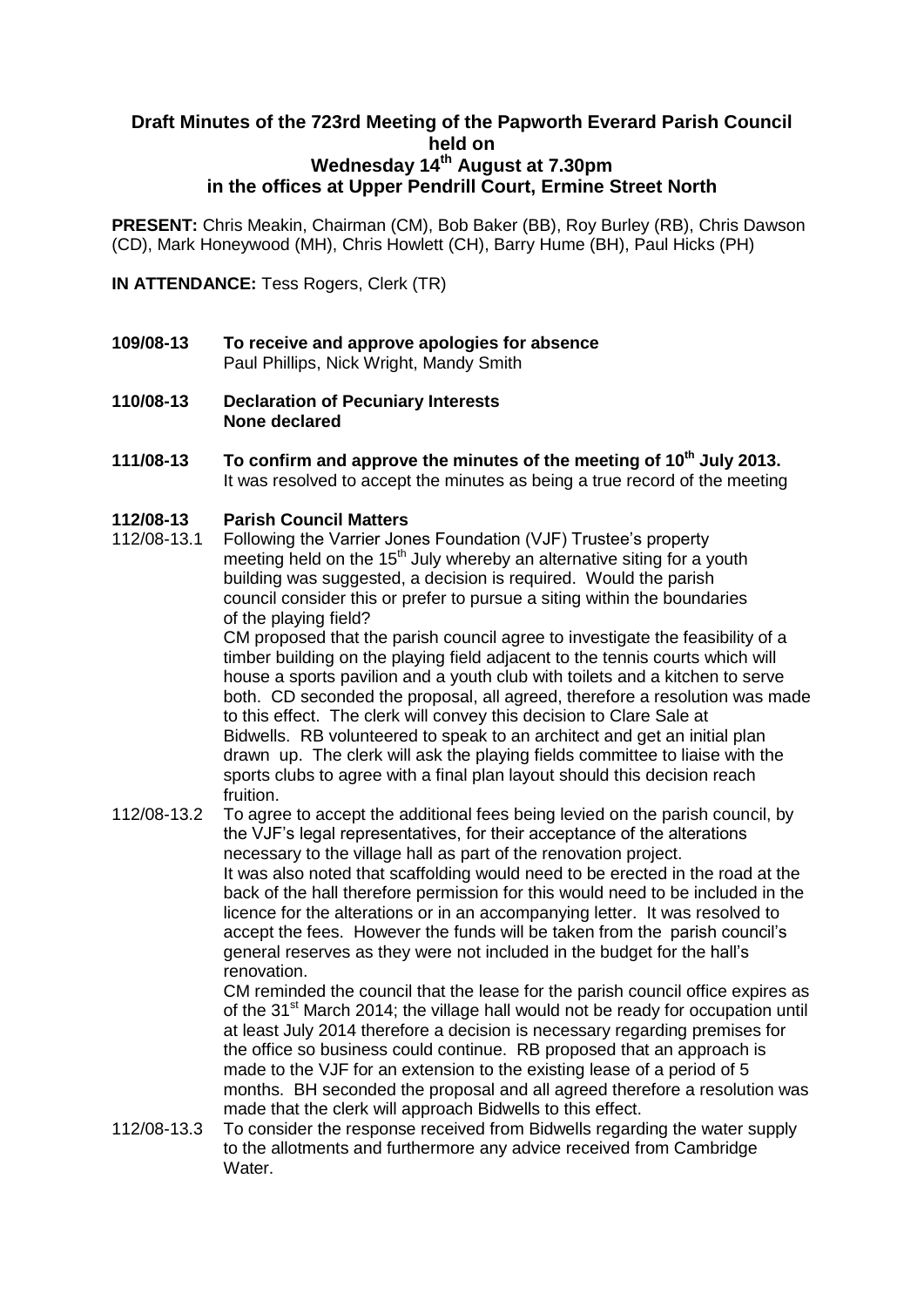# Draft Minutes of the 723rd Meeting of the Papworth Everard Parish Council held on Wednesday 14th August at 7.30pm in the offices at Upper Pendrill Court, Ermine Street North

**PRESENT:** Chris Meakin, Chairman (CM), Bob Baker (BB), Roy Burley (RB), Chris Dawson (CD), Mark Honeywood (MH), Chris Howlett (CH), Barry Hume (BH), Paul Hicks (PH)

**IN ATTENDANCE:** Tess Rogers, Clerk (TR)

**109/08-13 To receive and approve apologies for absence**
Paul Phillips, Nick Wright, Mandy Smith

**110/08-13 Declaration of Pecuniary Interests**
**None declared**

**111/08-13 To confirm and approve the minutes of the meeting of 10th July 2013.**
It was resolved to accept the minutes as being a true record of the meeting

**112/08-13 Parish Council Matters**

112/08-13.1 Following the Varrier Jones Foundation (VJF) Trustee's property meeting held on the 15th July whereby an alternative siting for a youth building was suggested, a decision is required. Would the parish council consider this or prefer to pursue a siting within the boundaries of the playing field?
CM proposed that the parish council agree to investigate the feasibility of a timber building on the playing field adjacent to the tennis courts which will house a sports pavilion and a youth club with toilets and a kitchen to serve both. CD seconded the proposal, all agreed, therefore a resolution was made to this effect. The clerk will convey this decision to Clare Sale at Bidwells. RB volunteered to speak to an architect and get an initial plan drawn up. The clerk will ask the playing fields committee to liaise with the sports clubs to agree with a final plan layout should this decision reach fruition.

112/08-13.2 To agree to accept the additional fees being levied on the parish council, by the VJF's legal representatives, for their acceptance of the alterations necessary to the village hall as part of the renovation project.
It was also noted that scaffolding would need to be erected in the road at the back of the hall therefore permission for this would need to be included in the licence for the alterations or in an accompanying letter. It was resolved to accept the fees. However the funds will be taken from the parish council's general reserves as they were not included in the budget for the hall's renovation.
CM reminded the council that the lease for the parish council office expires as of the 31st March 2014; the village hall would not be ready for occupation until at least July 2014 therefore a decision is necessary regarding premises for the office so business could continue. RB proposed that an approach is made to the VJF for an extension to the existing lease of a period of 5 months. BH seconded the proposal and all agreed therefore a resolution was made that the clerk will approach Bidwells to this effect.

112/08-13.3 To consider the response received from Bidwells regarding the water supply to the allotments and furthermore any advice received from Cambridge Water.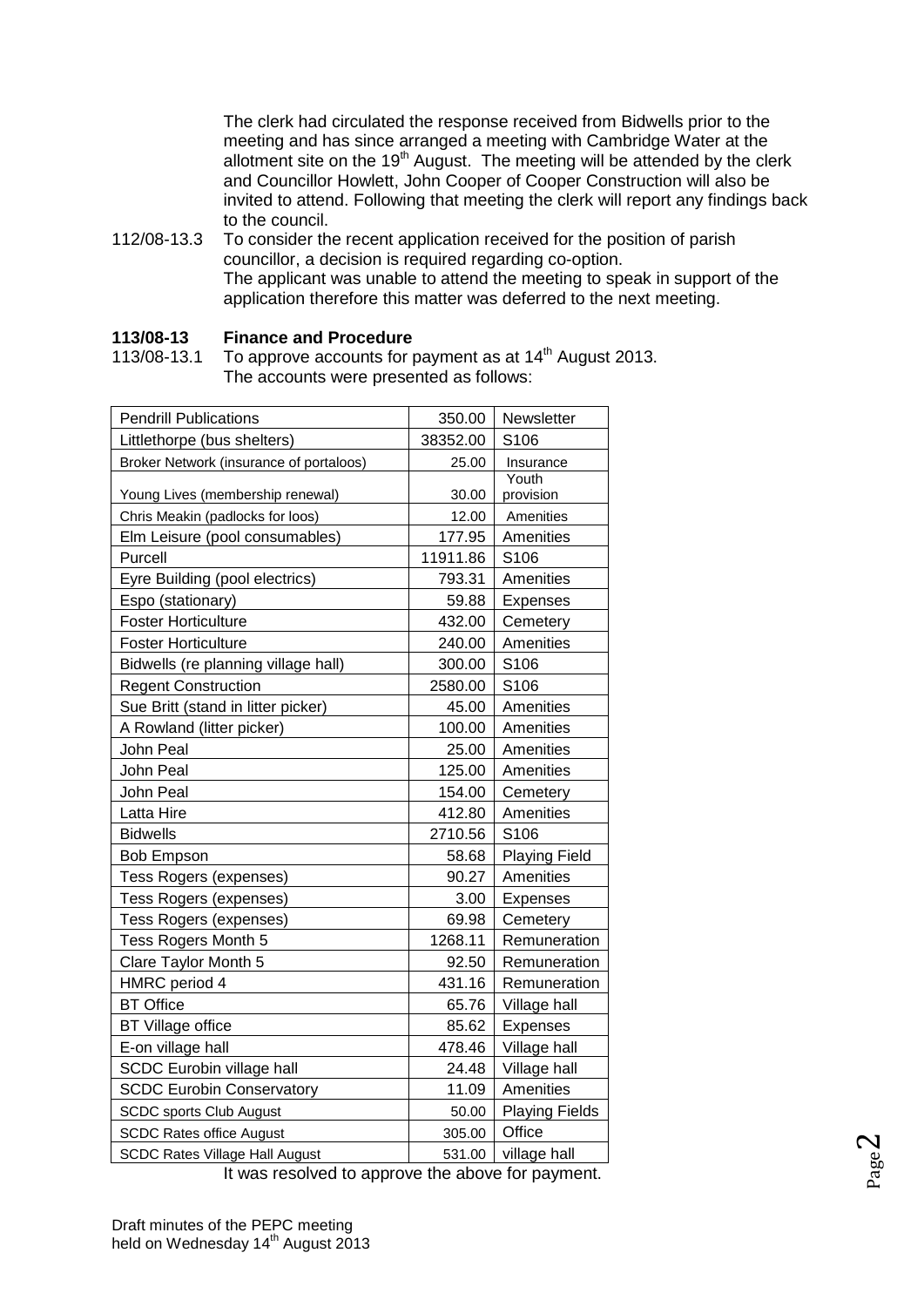The clerk had circulated the response received from Bidwells prior to the meeting and has since arranged a meeting with Cambridge Water at the allotment site on the 19th August. The meeting will be attended by the clerk and Councillor Howlett, John Cooper of Cooper Construction will also be invited to attend. Following that meeting the clerk will report any findings back to the council.

112/08-13.3 To consider the recent application received for the position of parish councillor, a decision is required regarding co-option.
The applicant was unable to attend the meeting to speak in support of the application therefore this matter was deferred to the next meeting.

**113/08-13 Finance and Procedure**

113/08-13.1 To approve accounts for payment as at 14th August 2013.
The accounts were presented as follows:

| | | |
|---|---|---|
| Pendrill Publications | 350.00 | Newsletter |
| Littlethorpe (bus shelters) | 38352.00 | S106 |
| Broker Network (insurance of portaloos) | 25.00 | Insurance |
| Young Lives (membership renewal) | 30.00 | Youth provision |
| Chris Meakin (padlocks for loos) | 12.00 | Amenities |
| Elm Leisure (pool consumables) | 177.95 | Amenities |
| Purcell | 11911.86 | S106 |
| Eyre Building (pool electrics) | 793.31 | Amenities |
| Espo (stationary) | 59.88 | Expenses |
| Foster Horticulture | 432.00 | Cemetery |
| Foster Horticulture | 240.00 | Amenities |
| Bidwells (re planning village hall) | 300.00 | S106 |
| Regent Construction | 2580.00 | S106 |
| Sue Britt (stand in litter picker) | 45.00 | Amenities |
| A Rowland (litter picker) | 100.00 | Amenities |
| John Peal | 25.00 | Amenities |
| John Peal | 125.00 | Amenities |
| John Peal | 154.00 | Cemetery |
| Latta Hire | 412.80 | Amenities |
| Bidwells | 2710.56 | S106 |
| Bob Empson | 58.68 | Playing Field |
| Tess Rogers (expenses) | 90.27 | Amenities |
| Tess Rogers (expenses) | 3.00 | Expenses |
| Tess Rogers (expenses) | 69.98 | Cemetery |
| Tess Rogers Month 5 | 1268.11 | Remuneration |
| Clare Taylor Month 5 | 92.50 | Remuneration |
| HMRC period 4 | 431.16 | Remuneration |
| BT Office | 65.76 | Village hall |
| BT Village office | 85.62 | Expenses |
| E-on village hall | 478.46 | Village hall |
| SCDC Eurobin village hall | 24.48 | Village hall |
| SCDC Eurobin Conservatory | 11.09 | Amenities |
| SCDC sports Club August | 50.00 | Playing Fields |
| SCDC Rates office August | 305.00 | Office |
| SCDC Rates Village Hall August | 531.00 | village hall |

It was resolved to approve the above for payment.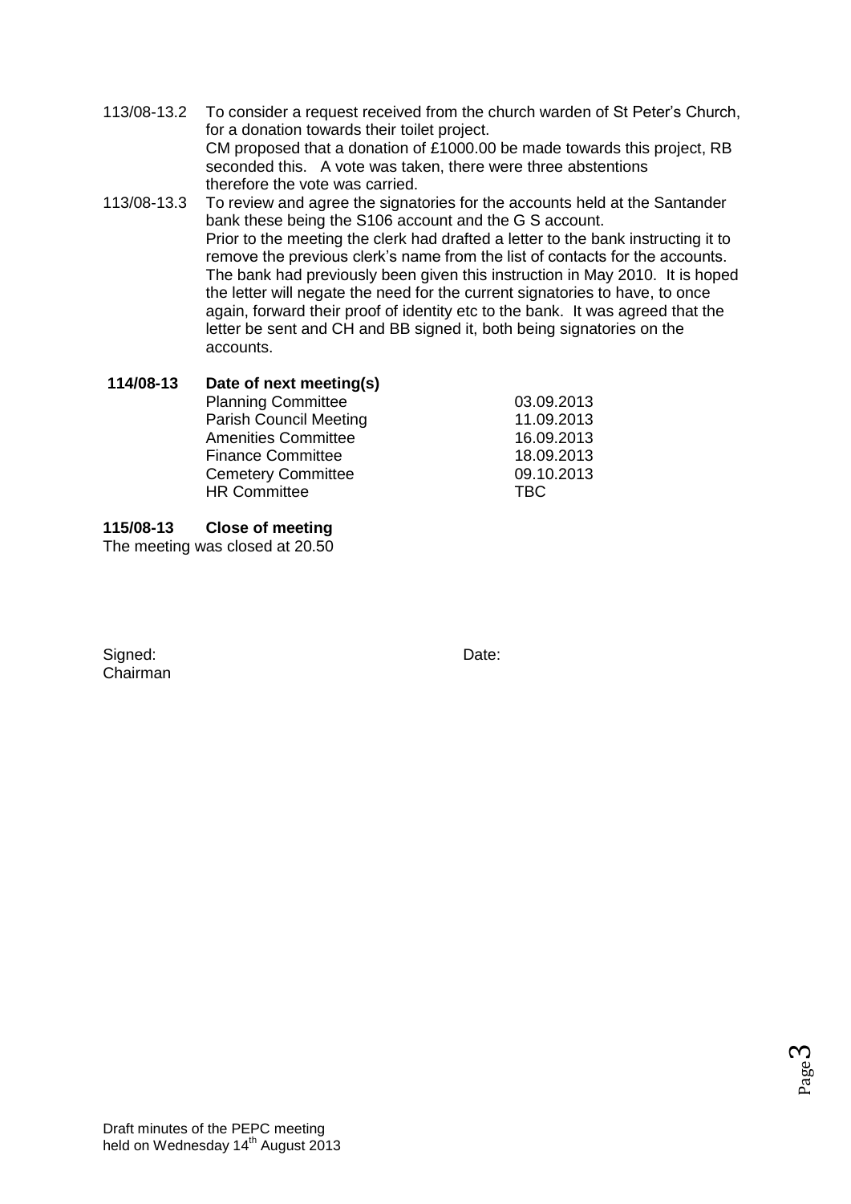113/08-13.2 To consider a request received from the church warden of St Peter's Church, for a donation towards their toilet project.
CM proposed that a donation of £1000.00 be made towards this project, RB seconded this. A vote was taken, there were three abstentions therefore the vote was carried.

113/08-13.3 To review and agree the signatories for the accounts held at the Santander bank these being the S106 account and the G S account.
Prior to the meeting the clerk had drafted a letter to the bank instructing it to remove the previous clerk's name from the list of contacts for the accounts. The bank had previously been given this instruction in May 2010. It is hoped the letter will negate the need for the current signatories to have, to once again, forward their proof of identity etc to the bank. It was agreed that the letter be sent and CH and BB signed it, both being signatories on the accounts.

**114/08-13 Date of next meeting(s)**

| | |
|---|---|
| Planning Committee | 03.09.2013 |
| Parish Council Meeting | 11.09.2013 |
| Amenities Committee | 16.09.2013 |
| Finance Committee | 18.09.2013 |
| Cemetery Committee | 09.10.2013 |
| HR Committee | TBC |

**115/08-13 Close of meeting**

The meeting was closed at 20.50

Signed: Date:
Chairman

Draft minutes of the PEPC meeting held on Wednesday 14th August 2013